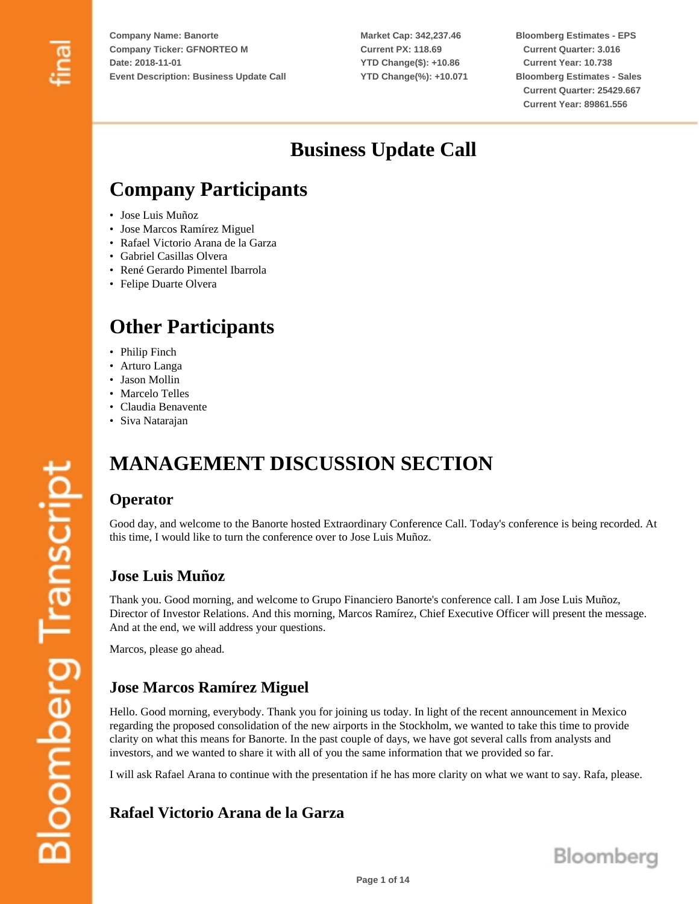Company Name: Banorte
Company Ticker: GFNORTEO M
Date: 2018-11-01
Event Description: Business Update Call

Market Cap: 342,237.46
Current PX: 118.69
YTD Change($): +10.86
YTD Change(%): +10.071

Bloomberg Estimates - EPS
Current Quarter: 3.016
Current Year: 10.738
Bloomberg Estimates - Sales
Current Quarter: 25429.667
Current Year: 89861.556

# Business Update Call

## Company Participants

- Jose Luis Muñoz
- Jose Marcos Ramírez Miguel
- Rafael Victorio Arana de la Garza
- Gabriel Casillas Olvera
- René Gerardo Pimentel Ibarrola
- Felipe Duarte Olvera

## Other Participants

- Philip Finch
- Arturo Langa
- Jason Mollin
- Marcelo Telles
- Claudia Benavente
- Siva Natarajan

## MANAGEMENT DISCUSSION SECTION

### Operator

Good day, and welcome to the Banorte hosted Extraordinary Conference Call. Today's conference is being recorded. At this time, I would like to turn the conference over to Jose Luis Muñoz.

### Jose Luis Muñoz

Thank you. Good morning, and welcome to Grupo Financiero Banorte's conference call. I am Jose Luis Muñoz, Director of Investor Relations. And this morning, Marcos Ramírez, Chief Executive Officer will present the message. And at the end, we will address your questions.

Marcos, please go ahead.

### Jose Marcos Ramírez Miguel

Hello. Good morning, everybody. Thank you for joining us today. In light of the recent announcement in Mexico regarding the proposed consolidation of the new airports in the Stockholm, we wanted to take this time to provide clarity on what this means for Banorte. In the past couple of days, we have got several calls from analysts and investors, and we wanted to share it with all of you the same information that we provided so far.

I will ask Rafael Arana to continue with the presentation if he has more clarity on what we want to say. Rafa, please.

### Rafael Victorio Arana de la Garza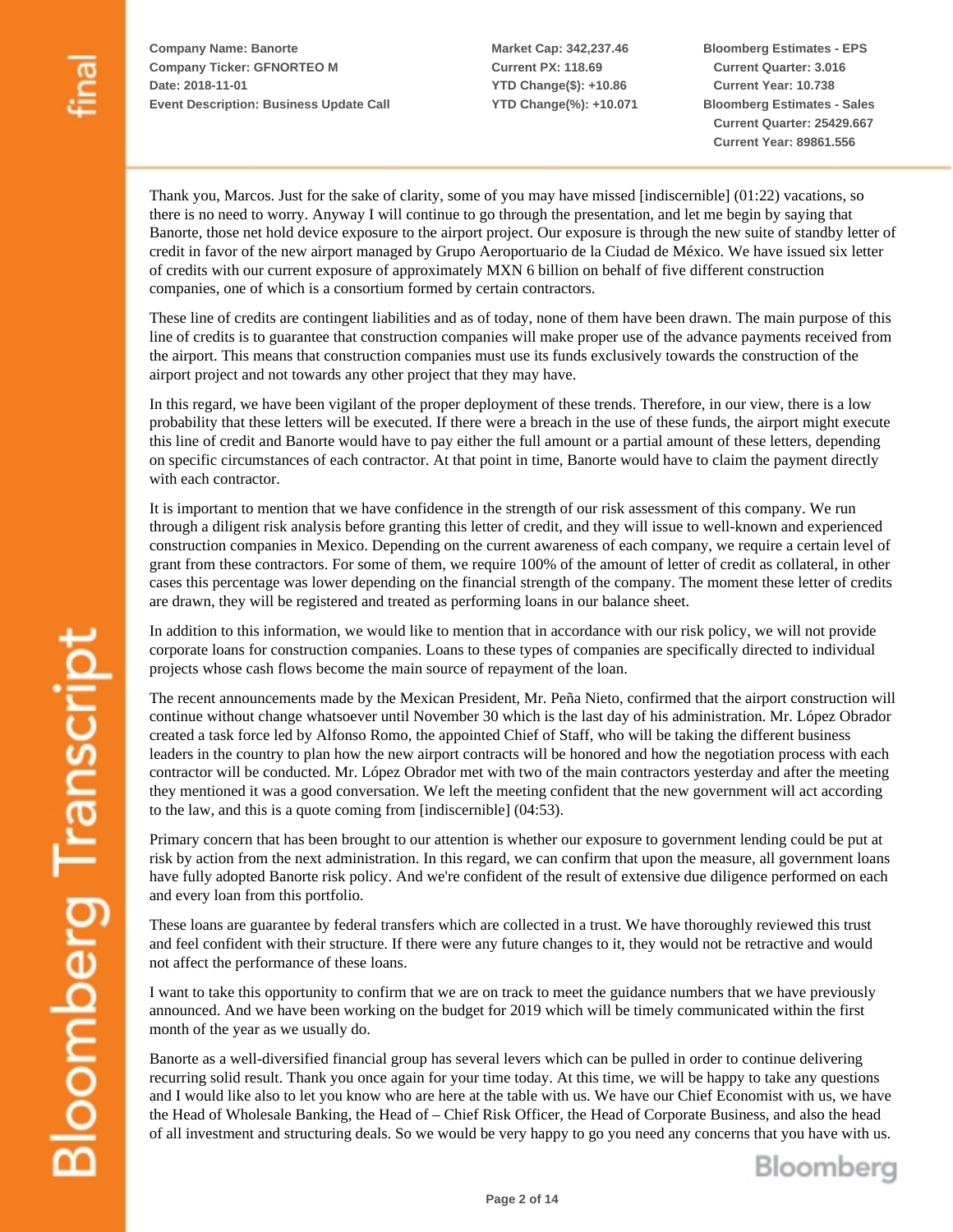Thank you, Marcos. Just for the sake of clarity, some of you may have missed [indiscernible] (01:22) vacations, so there is no need to worry. Anyway I will continue to go through the presentation, and let me begin by saying that Banorte, those net hold device exposure to the airport project. Our exposure is through the new suite of standby letter of credit in favor of the new airport managed by Grupo Aeroportuario de la Ciudad de México. We have issued six letter of credits with our current exposure of approximately MXN 6 billion on behalf of five different construction companies, one of which is a consortium formed by certain contractors.

These line of credits are contingent liabilities and as of today, none of them have been drawn. The main purpose of this line of credits is to guarantee that construction companies will make proper use of the advance payments received from the airport. This means that construction companies must use its funds exclusively towards the construction of the airport project and not towards any other project that they may have.

In this regard, we have been vigilant of the proper deployment of these trends. Therefore, in our view, there is a low probability that these letters will be executed. If there were a breach in the use of these funds, the airport might execute this line of credit and Banorte would have to pay either the full amount or a partial amount of these letters, depending on specific circumstances of each contractor. At that point in time, Banorte would have to claim the payment directly with each contractor.

It is important to mention that we have confidence in the strength of our risk assessment of this company. We run through a diligent risk analysis before granting this letter of credit, and they will issue to well-known and experienced construction companies in Mexico. Depending on the current awareness of each company, we require a certain level of grant from these contractors. For some of them, we require 100% of the amount of letter of credit as collateral, in other cases this percentage was lower depending on the financial strength of the company. The moment these letter of credits are drawn, they will be registered and treated as performing loans in our balance sheet.

In addition to this information, we would like to mention that in accordance with our risk policy, we will not provide corporate loans for construction companies. Loans to these types of companies are specifically directed to individual projects whose cash flows become the main source of repayment of the loan.

The recent announcements made by the Mexican President, Mr. Peña Nieto, confirmed that the airport construction will continue without change whatsoever until November 30 which is the last day of his administration. Mr. López Obrador created a task force led by Alfonso Romo, the appointed Chief of Staff, who will be taking the different business leaders in the country to plan how the new airport contracts will be honored and how the negotiation process with each contractor will be conducted. Mr. López Obrador met with two of the main contractors yesterday and after the meeting they mentioned it was a good conversation. We left the meeting confident that the new government will act according to the law, and this is a quote coming from [indiscernible] (04:53).

Primary concern that has been brought to our attention is whether our exposure to government lending could be put at risk by action from the next administration. In this regard, we can confirm that upon the measure, all government loans have fully adopted Banorte risk policy. And we're confident of the result of extensive due diligence performed on each and every loan from this portfolio.

These loans are guarantee by federal transfers which are collected in a trust. We have thoroughly reviewed this trust and feel confident with their structure. If there were any future changes to it, they would not be retractive and would not affect the performance of these loans.

I want to take this opportunity to confirm that we are on track to meet the guidance numbers that we have previously announced. And we have been working on the budget for 2019 which will be timely communicated within the first month of the year as we usually do.

Banorte as a well-diversified financial group has several levers which can be pulled in order to continue delivering recurring solid result. Thank you once again for your time today. At this time, we will be happy to take any questions and I would like also to let you know who are here at the table with us. We have our Chief Economist with us, we have the Head of Wholesale Banking, the Head of – Chief Risk Officer, the Head of Corporate Business, and also the head of all investment and structuring deals. So we would be very happy to go you need any concerns that you have with us.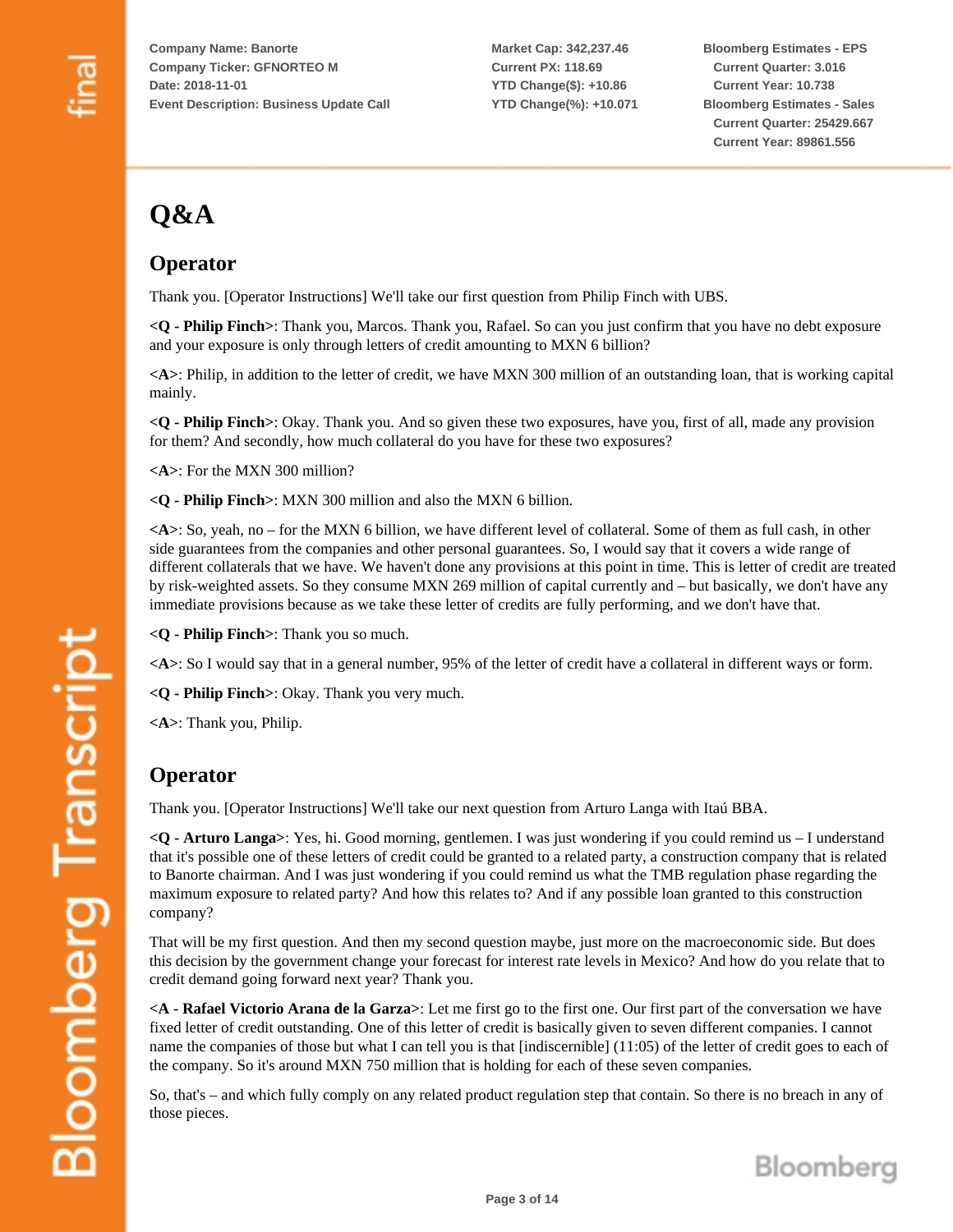Company Name: Banorte
Company Ticker: GFNORTEO M
Date: 2018-11-01
Event Description: Business Update Call

Market Cap: 342,237.46
Current PX: 118.69
YTD Change($): +10.86
YTD Change(%): +10.071

Bloomberg Estimates - EPS
Current Quarter: 3.016
Current Year: 10.738
Bloomberg Estimates - Sales
Current Quarter: 25429.667
Current Year: 89861.556

# Q&A

## Operator

Thank you. [Operator Instructions] We'll take our first question from Philip Finch with UBS.

**<Q - Philip Finch>**: Thank you, Marcos. Thank you, Rafael. So can you just confirm that you have no debt exposure and your exposure is only through letters of credit amounting to MXN 6 billion?

**<A>**: Philip, in addition to the letter of credit, we have MXN 300 million of an outstanding loan, that is working capital mainly.

**<Q - Philip Finch>**: Okay. Thank you. And so given these two exposures, have you, first of all, made any provision for them? And secondly, how much collateral do you have for these two exposures?

**<A>**: For the MXN 300 million?

**<Q - Philip Finch>**: MXN 300 million and also the MXN 6 billion.

**<A>**: So, yeah, no – for the MXN 6 billion, we have different level of collateral. Some of them as full cash, in other side guarantees from the companies and other personal guarantees. So, I would say that it covers a wide range of different collaterals that we have. We haven't done any provisions at this point in time. This is letter of credit are treated by risk-weighted assets. So they consume MXN 269 million of capital currently and – but basically, we don't have any immediate provisions because as we take these letter of credits are fully performing, and we don't have that.

**<Q - Philip Finch>**: Thank you so much.

**<A>**: So I would say that in a general number, 95% of the letter of credit have a collateral in different ways or form.

**<Q - Philip Finch>**: Okay. Thank you very much.

**<A>**: Thank you, Philip.

## Operator

Thank you. [Operator Instructions] We'll take our next question from Arturo Langa with Itaú BBA.

**<Q - Arturo Langa>**: Yes, hi. Good morning, gentlemen. I was just wondering if you could remind us – I understand that it's possible one of these letters of credit could be granted to a related party, a construction company that is related to Banorte chairman. And I was just wondering if you could remind us what the TMB regulation phase regarding the maximum exposure to related party? And how this relates to? And if any possible loan granted to this construction company?

That will be my first question. And then my second question maybe, just more on the macroeconomic side. But does this decision by the government change your forecast for interest rate levels in Mexico? And how do you relate that to credit demand going forward next year? Thank you.

**<A - Rafael Victorio Arana de la Garza>**: Let me first go to the first one. Our first part of the conversation we have fixed letter of credit outstanding. One of this letter of credit is basically given to seven different companies. I cannot name the companies of those but what I can tell you is that [indiscernible] (11:05) of the letter of credit goes to each of the company. So it's around MXN 750 million that is holding for each of these seven companies.

So, that's – and which fully comply on any related product regulation step that contain. So there is no breach in any of those pieces.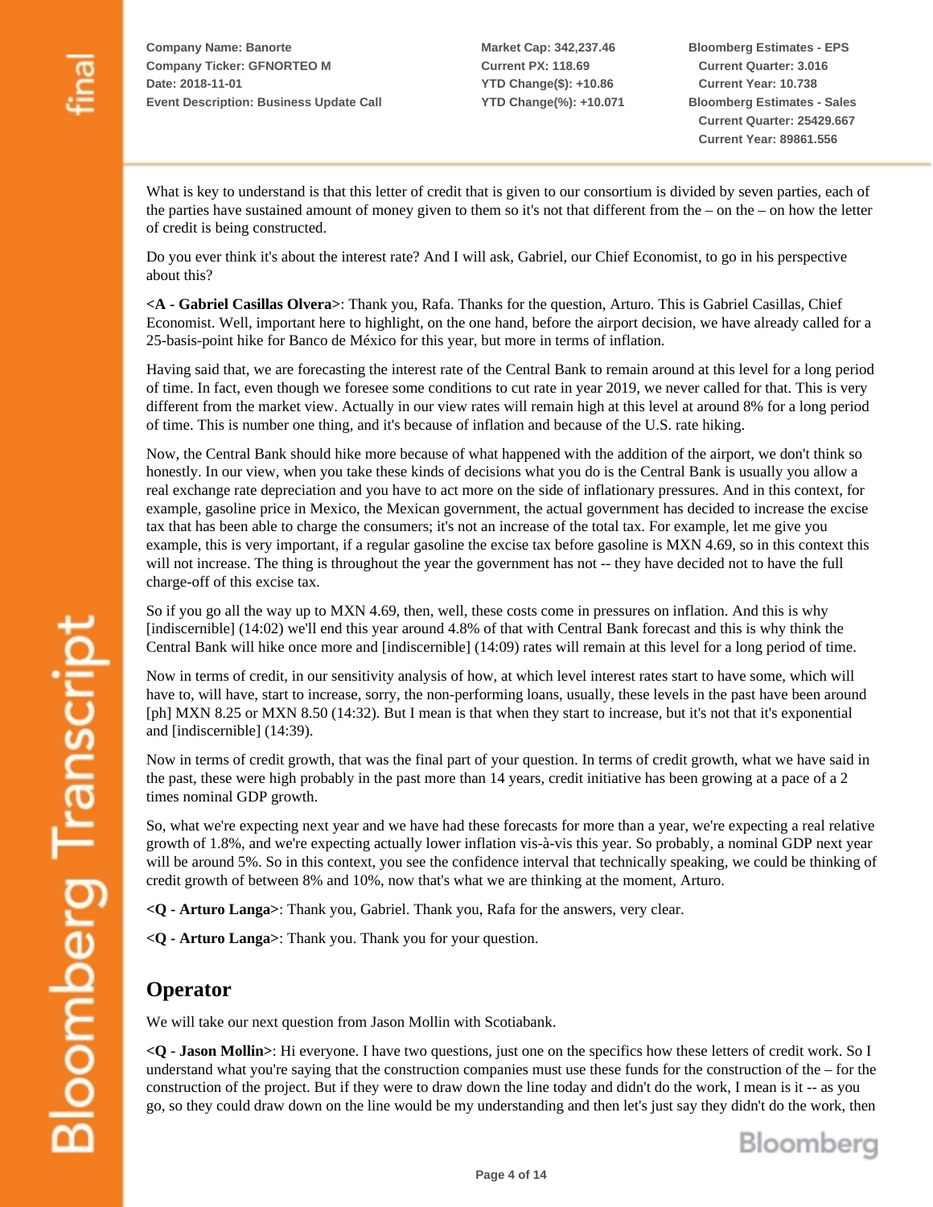What is key to understand is that this letter of credit that is given to our consortium is divided by seven parties, each of the parties have sustained amount of money given to them so it's not that different from the – on the – on how the letter of credit is being constructed.

Do you ever think it's about the interest rate? And I will ask, Gabriel, our Chief Economist, to go in his perspective about this?

**<A - Gabriel Casillas Olvera>**: Thank you, Rafa. Thanks for the question, Arturo. This is Gabriel Casillas, Chief Economist. Well, important here to highlight, on the one hand, before the airport decision, we have already called for a 25-basis-point hike for Banco de México for this year, but more in terms of inflation.

Having said that, we are forecasting the interest rate of the Central Bank to remain around at this level for a long period of time. In fact, even though we foresee some conditions to cut rate in year 2019, we never called for that. This is very different from the market view. Actually in our view rates will remain high at this level at around 8% for a long period of time. This is number one thing, and it's because of inflation and because of the U.S. rate hiking.

Now, the Central Bank should hike more because of what happened with the addition of the airport, we don't think so honestly. In our view, when you take these kinds of decisions what you do is the Central Bank is usually you allow a real exchange rate depreciation and you have to act more on the side of inflationary pressures. And in this context, for example, gasoline price in Mexico, the Mexican government, the actual government has decided to increase the excise tax that has been able to charge the consumers; it's not an increase of the total tax. For example, let me give you example, this is very important, if a regular gasoline the excise tax before gasoline is MXN 4.69, so in this context this will not increase. The thing is throughout the year the government has not -- they have decided not to have the full charge-off of this excise tax.

So if you go all the way up to MXN 4.69, then, well, these costs come in pressures on inflation. And this is why [indiscernible] (14:02) we'll end this year around 4.8% of that with Central Bank forecast and this is why think the Central Bank will hike once more and [indiscernible] (14:09) rates will remain at this level for a long period of time.

Now in terms of credit, in our sensitivity analysis of how, at which level interest rates start to have some, which will have to, will have, start to increase, sorry, the non-performing loans, usually, these levels in the past have been around [ph] MXN 8.25 or MXN 8.50 (14:32). But I mean is that when they start to increase, but it's not that it's exponential and [indiscernible] (14:39).

Now in terms of credit growth, that was the final part of your question. In terms of credit growth, what we have said in the past, these were high probably in the past more than 14 years, credit initiative has been growing at a pace of a 2 times nominal GDP growth.

So, what we're expecting next year and we have had these forecasts for more than a year, we're expecting a real relative growth of 1.8%, and we're expecting actually lower inflation vis-à-vis this year. So probably, a nominal GDP next year will be around 5%. So in this context, you see the confidence interval that technically speaking, we could be thinking of credit growth of between 8% and 10%, now that's what we are thinking at the moment, Arturo.

**<Q - Arturo Langa>**: Thank you, Gabriel. Thank you, Rafa for the answers, very clear.

**<Q - Arturo Langa>**: Thank you. Thank you for your question.

## Operator

We will take our next question from Jason Mollin with Scotiabank.

**<Q - Jason Mollin>**: Hi everyone. I have two questions, just one on the specifics how these letters of credit work. So I understand what you're saying that the construction companies must use these funds for the construction of the – for the construction of the project. But if they were to draw down the line today and didn't do the work, I mean is it -- as you go, so they could draw down on the line would be my understanding and then let's just say they didn't do the work, then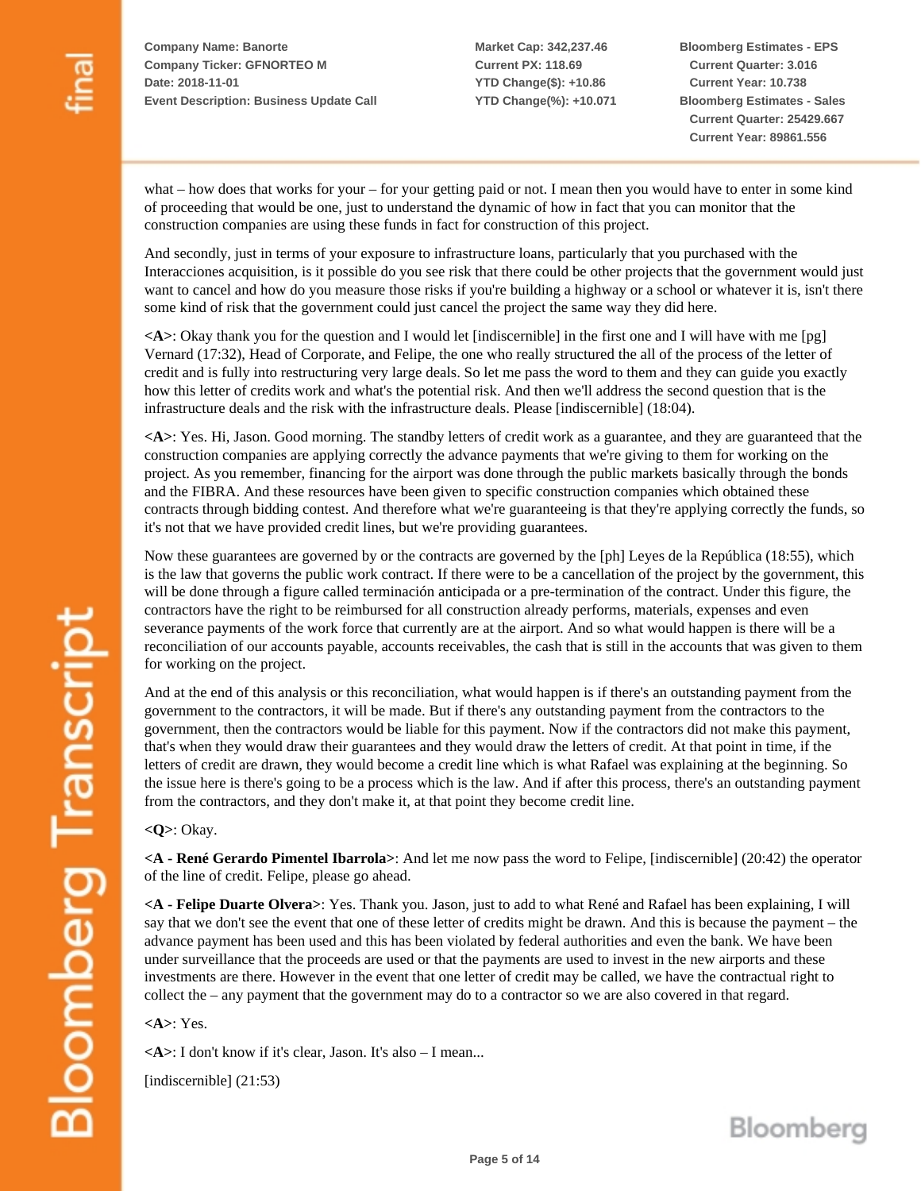what – how does that works for your – for your getting paid or not. I mean then you would have to enter in some kind of proceeding that would be one, just to understand the dynamic of how in fact that you can monitor that the construction companies are using these funds in fact for construction of this project.

And secondly, just in terms of your exposure to infrastructure loans, particularly that you purchased with the Interacciones acquisition, is it possible do you see risk that there could be other projects that the government would just want to cancel and how do you measure those risks if you're building a highway or a school or whatever it is, isn't there some kind of risk that the government could just cancel the project the same way they did here.

**<A>**: Okay thank you for the question and I would let [indiscernible] in the first one and I will have with me [pg] Vernard (17:32), Head of Corporate, and Felipe, the one who really structured the all of the process of the letter of credit and is fully into restructuring very large deals. So let me pass the word to them and they can guide you exactly how this letter of credits work and what's the potential risk. And then we'll address the second question that is the infrastructure deals and the risk with the infrastructure deals. Please [indiscernible] (18:04).

**<A>**: Yes. Hi, Jason. Good morning. The standby letters of credit work as a guarantee, and they are guaranteed that the construction companies are applying correctly the advance payments that we're giving to them for working on the project. As you remember, financing for the airport was done through the public markets basically through the bonds and the FIBRA. And these resources have been given to specific construction companies which obtained these contracts through bidding contest. And therefore what we're guaranteeing is that they're applying correctly the funds, so it's not that we have provided credit lines, but we're providing guarantees.

Now these guarantees are governed by or the contracts are governed by the [ph] Leyes de la República (18:55), which is the law that governs the public work contract. If there were to be a cancellation of the project by the government, this will be done through a figure called terminación anticipada or a pre-termination of the contract. Under this figure, the contractors have the right to be reimbursed for all construction already performs, materials, expenses and even severance payments of the work force that currently are at the airport. And so what would happen is there will be a reconciliation of our accounts payable, accounts receivables, the cash that is still in the accounts that was given to them for working on the project.

And at the end of this analysis or this reconciliation, what would happen is if there's an outstanding payment from the government to the contractors, it will be made. But if there's any outstanding payment from the contractors to the government, then the contractors would be liable for this payment. Now if the contractors did not make this payment, that's when they would draw their guarantees and they would draw the letters of credit. At that point in time, if the letters of credit are drawn, they would become a credit line which is what Rafael was explaining at the beginning. So the issue here is there's going to be a process which is the law. And if after this process, there's an outstanding payment from the contractors, and they don't make it, at that point they become credit line.

**<Q>**: Okay.

**<A - René Gerardo Pimentel Ibarrola>**: And let me now pass the word to Felipe, [indiscernible] (20:42) the operator of the line of credit. Felipe, please go ahead.

**<A - Felipe Duarte Olvera>**: Yes. Thank you. Jason, just to add to what René and Rafael has been explaining, I will say that we don't see the event that one of these letter of credits might be drawn. And this is because the payment – the advance payment has been used and this has been violated by federal authorities and even the bank. We have been under surveillance that the proceeds are used or that the payments are used to invest in the new airports and these investments are there. However in the event that one letter of credit may be called, we have the contractual right to collect the – any payment that the government may do to a contractor so we are also covered in that regard.

**<A>**: Yes.

**<A>**: I don't know if it's clear, Jason. It's also – I mean...

[indiscernible] (21:53)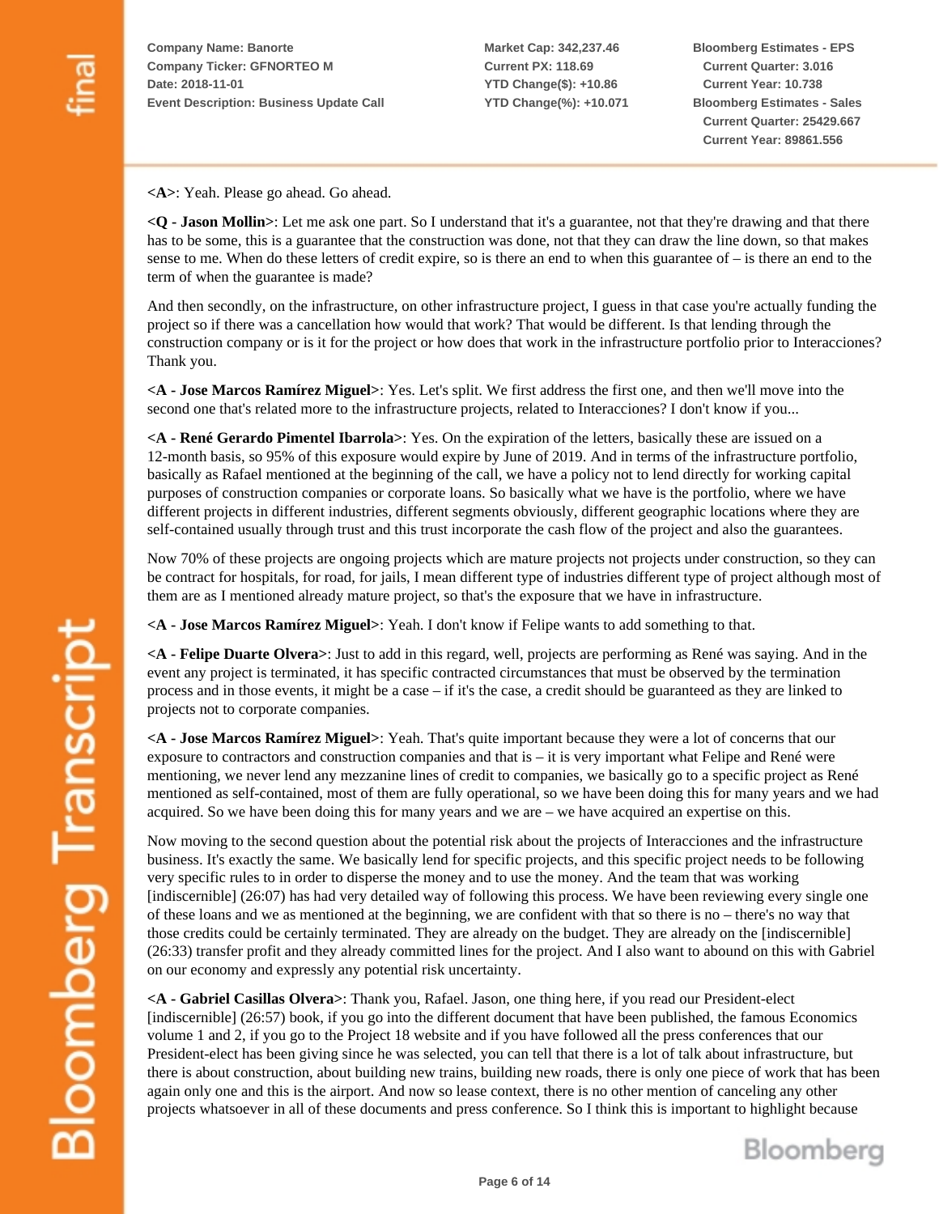**<A>**: Yeah. Please go ahead. Go ahead.

**<Q - Jason Mollin>**: Let me ask one part. So I understand that it's a guarantee, not that they're drawing and that there has to be some, this is a guarantee that the construction was done, not that they can draw the line down, so that makes sense to me. When do these letters of credit expire, so is there an end to when this guarantee of – is there an end to the term of when the guarantee is made?

And then secondly, on the infrastructure, on other infrastructure project, I guess in that case you're actually funding the project so if there was a cancellation how would that work? That would be different. Is that lending through the construction company or is it for the project or how does that work in the infrastructure portfolio prior to Interacciones? Thank you.

**<A - Jose Marcos Ramírez Miguel>**: Yes. Let's split. We first address the first one, and then we'll move into the second one that's related more to the infrastructure projects, related to Interacciones? I don't know if you...

**<A - René Gerardo Pimentel Ibarrola>**: Yes. On the expiration of the letters, basically these are issued on a 12-month basis, so 95% of this exposure would expire by June of 2019. And in terms of the infrastructure portfolio, basically as Rafael mentioned at the beginning of the call, we have a policy not to lend directly for working capital purposes of construction companies or corporate loans. So basically what we have is the portfolio, where we have different projects in different industries, different segments obviously, different geographic locations where they are self-contained usually through trust and this trust incorporate the cash flow of the project and also the guarantees.

Now 70% of these projects are ongoing projects which are mature projects not projects under construction, so they can be contract for hospitals, for road, for jails, I mean different type of industries different type of project although most of them are as I mentioned already mature project, so that's the exposure that we have in infrastructure.

**<A - Jose Marcos Ramírez Miguel>**: Yeah. I don't know if Felipe wants to add something to that.

**<A - Felipe Duarte Olvera>**: Just to add in this regard, well, projects are performing as René was saying. And in the event any project is terminated, it has specific contracted circumstances that must be observed by the termination process and in those events, it might be a case – if it's the case, a credit should be guaranteed as they are linked to projects not to corporate companies.

**<A - Jose Marcos Ramírez Miguel>**: Yeah. That's quite important because they were a lot of concerns that our exposure to contractors and construction companies and that is – it is very important what Felipe and René were mentioning, we never lend any mezzanine lines of credit to companies, we basically go to a specific project as René mentioned as self-contained, most of them are fully operational, so we have been doing this for many years and we had acquired. So we have been doing this for many years and we are – we have acquired an expertise on this.

Now moving to the second question about the potential risk about the projects of Interacciones and the infrastructure business. It's exactly the same. We basically lend for specific projects, and this specific project needs to be following very specific rules to in order to disperse the money and to use the money. And the team that was working [indiscernible] (26:07) has had very detailed way of following this process. We have been reviewing every single one of these loans and we as mentioned at the beginning, we are confident with that so there is no – there's no way that those credits could be certainly terminated. They are already on the budget. They are already on the [indiscernible] (26:33) transfer profit and they already committed lines for the project. And I also want to abound on this with Gabriel on our economy and expressly any potential risk uncertainty.

**<A - Gabriel Casillas Olvera>**: Thank you, Rafael. Jason, one thing here, if you read our President-elect [indiscernible] (26:57) book, if you go into the different document that have been published, the famous Economics volume 1 and 2, if you go to the Project 18 website and if you have followed all the press conferences that our President-elect has been giving since he was selected, you can tell that there is a lot of talk about infrastructure, but there is about construction, about building new trains, building new roads, there is only one piece of work that has been again only one and this is the airport. And now so lease context, there is no other mention of canceling any other projects whatsoever in all of these documents and press conference. So I think this is important to highlight because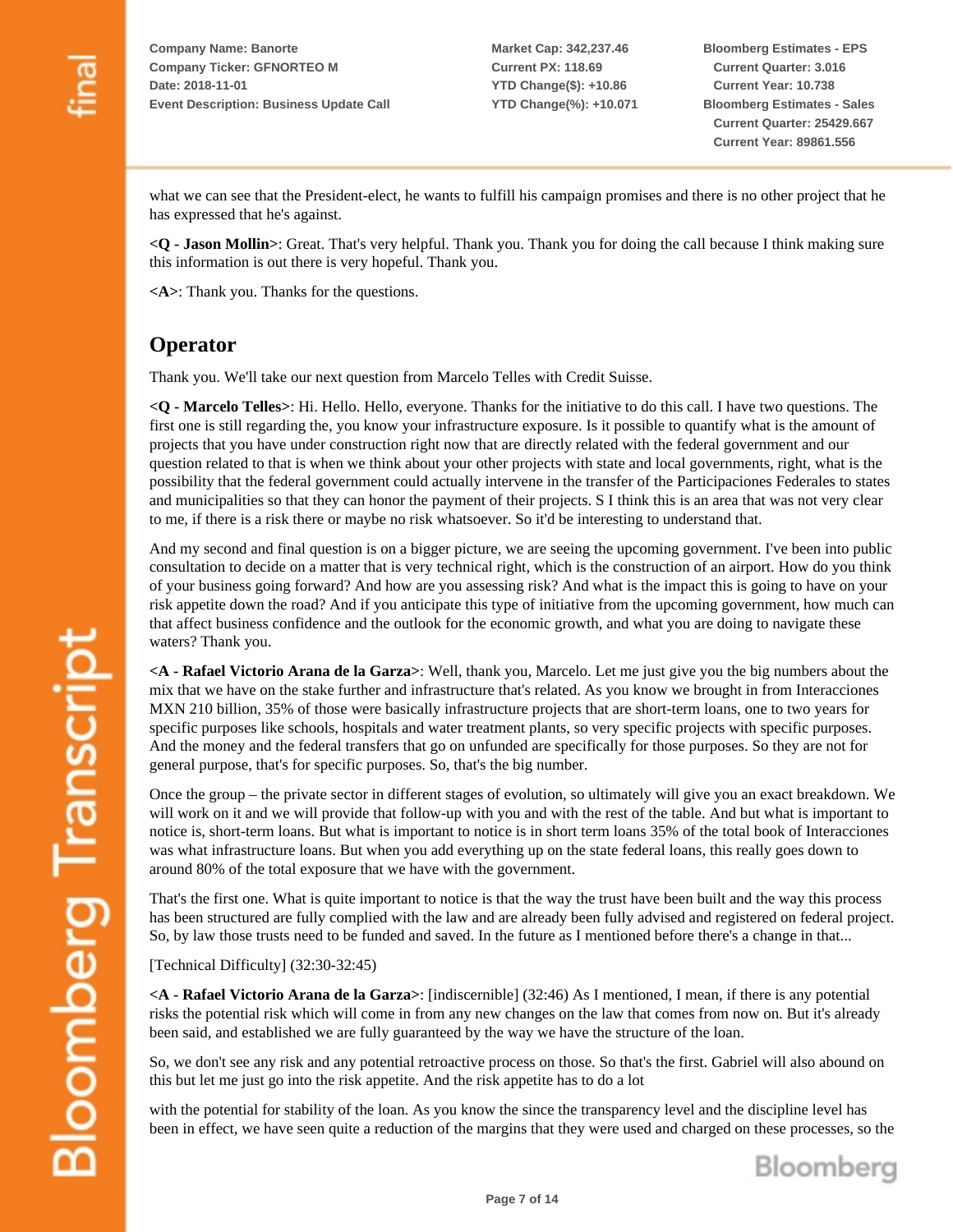what we can see that the President-elect, he wants to fulfill his campaign promises and there is no other project that he has expressed that he's against.

**<Q - Jason Mollin>**: Great. That's very helpful. Thank you. Thank you for doing the call because I think making sure this information is out there is very hopeful. Thank you.

**<A>**: Thank you. Thanks for the questions.

## Operator

Thank you. We'll take our next question from Marcelo Telles with Credit Suisse.

**<Q - Marcelo Telles>**: Hi. Hello. Hello, everyone. Thanks for the initiative to do this call. I have two questions. The first one is still regarding the, you know your infrastructure exposure. Is it possible to quantify what is the amount of projects that you have under construction right now that are directly related with the federal government and our question related to that is when we think about your other projects with state and local governments, right, what is the possibility that the federal government could actually intervene in the transfer of the Participaciones Federales to states and municipalities so that they can honor the payment of their projects. S I think this is an area that was not very clear to me, if there is a risk there or maybe no risk whatsoever. So it'd be interesting to understand that.

And my second and final question is on a bigger picture, we are seeing the upcoming government. I've been into public consultation to decide on a matter that is very technical right, which is the construction of an airport. How do you think of your business going forward? And how are you assessing risk? And what is the impact this is going to have on your risk appetite down the road? And if you anticipate this type of initiative from the upcoming government, how much can that affect business confidence and the outlook for the economic growth, and what you are doing to navigate these waters? Thank you.

**<A - Rafael Victorio Arana de la Garza>**: Well, thank you, Marcelo. Let me just give you the big numbers about the mix that we have on the stake further and infrastructure that's related. As you know we brought in from Interacciones MXN 210 billion, 35% of those were basically infrastructure projects that are short-term loans, one to two years for specific purposes like schools, hospitals and water treatment plants, so very specific projects with specific purposes. And the money and the federal transfers that go on unfunded are specifically for those purposes. So they are not for general purpose, that's for specific purposes. So, that's the big number.

Once the group – the private sector in different stages of evolution, so ultimately will give you an exact breakdown. We will work on it and we will provide that follow-up with you and with the rest of the table. And but what is important to notice is, short-term loans. But what is important to notice is in short term loans 35% of the total book of Interacciones was what infrastructure loans. But when you add everything up on the state federal loans, this really goes down to around 80% of the total exposure that we have with the government.

That's the first one. What is quite important to notice is that the way the trust have been built and the way this process has been structured are fully complied with the law and are already been fully advised and registered on federal project. So, by law those trusts need to be funded and saved. In the future as I mentioned before there's a change in that...

[Technical Difficulty] (32:30-32:45)

**<A - Rafael Victorio Arana de la Garza>**: [indiscernible] (32:46) As I mentioned, I mean, if there is any potential risks the potential risk which will come in from any new changes on the law that comes from now on. But it's already been said, and established we are fully guaranteed by the way we have the structure of the loan.

So, we don't see any risk and any potential retroactive process on those. So that's the first. Gabriel will also abound on this but let me just go into the risk appetite. And the risk appetite has to do a lot

with the potential for stability of the loan. As you know the since the transparency level and the discipline level has been in effect, we have seen quite a reduction of the margins that they were used and charged on these processes, so the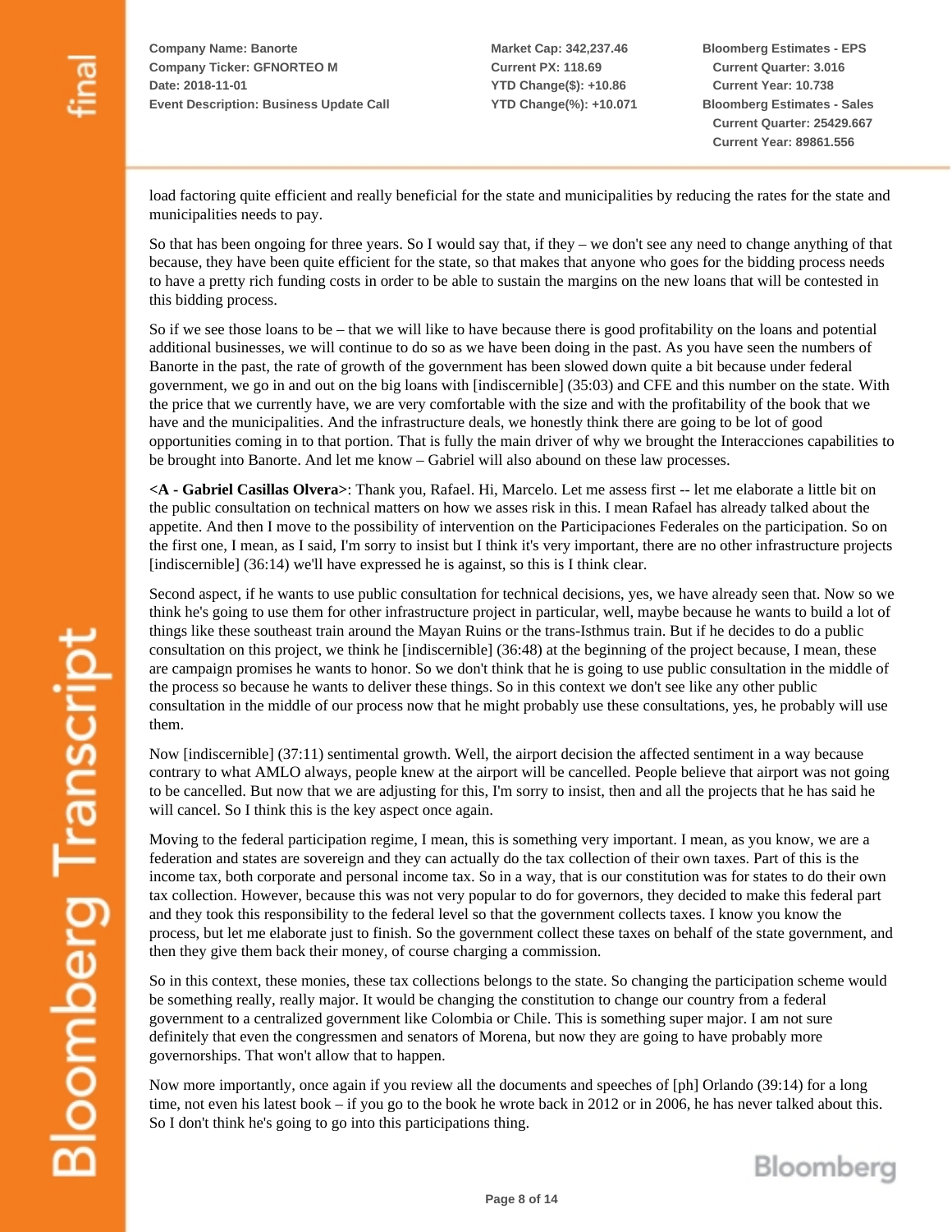load factoring quite efficient and really beneficial for the state and municipalities by reducing the rates for the state and municipalities needs to pay.

So that has been ongoing for three years. So I would say that, if they – we don't see any need to change anything of that because, they have been quite efficient for the state, so that makes that anyone who goes for the bidding process needs to have a pretty rich funding costs in order to be able to sustain the margins on the new loans that will be contested in this bidding process.

So if we see those loans to be – that we will like to have because there is good profitability on the loans and potential additional businesses, we will continue to do so as we have been doing in the past. As you have seen the numbers of Banorte in the past, the rate of growth of the government has been slowed down quite a bit because under federal government, we go in and out on the big loans with [indiscernible] (35:03) and CFE and this number on the state. With the price that we currently have, we are very comfortable with the size and with the profitability of the book that we have and the municipalities. And the infrastructure deals, we honestly think there are going to be lot of good opportunities coming in to that portion. That is fully the main driver of why we brought the Interacciones capabilities to be brought into Banorte. And let me know – Gabriel will also abound on these law processes.

**<A - Gabriel Casillas Olvera>**: Thank you, Rafael. Hi, Marcelo. Let me assess first -- let me elaborate a little bit on the public consultation on technical matters on how we asses risk in this. I mean Rafael has already talked about the appetite. And then I move to the possibility of intervention on the Participaciones Federales on the participation. So on the first one, I mean, as I said, I'm sorry to insist but I think it's very important, there are no other infrastructure projects [indiscernible] (36:14) we'll have expressed he is against, so this is I think clear.

Second aspect, if he wants to use public consultation for technical decisions, yes, we have already seen that. Now so we think he's going to use them for other infrastructure project in particular, well, maybe because he wants to build a lot of things like these southeast train around the Mayan Ruins or the trans-Isthmus train. But if he decides to do a public consultation on this project, we think he [indiscernible] (36:48) at the beginning of the project because, I mean, these are campaign promises he wants to honor. So we don't think that he is going to use public consultation in the middle of the process so because he wants to deliver these things. So in this context we don't see like any other public consultation in the middle of our process now that he might probably use these consultations, yes, he probably will use them.

Now [indiscernible] (37:11) sentimental growth. Well, the airport decision the affected sentiment in a way because contrary to what AMLO always, people knew at the airport will be cancelled. People believe that airport was not going to be cancelled. But now that we are adjusting for this, I'm sorry to insist, then and all the projects that he has said he will cancel. So I think this is the key aspect once again.

Moving to the federal participation regime, I mean, this is something very important. I mean, as you know, we are a federation and states are sovereign and they can actually do the tax collection of their own taxes. Part of this is the income tax, both corporate and personal income tax. So in a way, that is our constitution was for states to do their own tax collection. However, because this was not very popular to do for governors, they decided to make this federal part and they took this responsibility to the federal level so that the government collects taxes. I know you know the process, but let me elaborate just to finish. So the government collect these taxes on behalf of the state government, and then they give them back their money, of course charging a commission.

So in this context, these monies, these tax collections belongs to the state. So changing the participation scheme would be something really, really major. It would be changing the constitution to change our country from a federal government to a centralized government like Colombia or Chile. This is something super major. I am not sure definitely that even the congressmen and senators of Morena, but now they are going to have probably more governorships. That won't allow that to happen.

Now more importantly, once again if you review all the documents and speeches of [ph] Orlando (39:14) for a long time, not even his latest book – if you go to the book he wrote back in 2012 or in 2006, he has never talked about this. So I don't think he's going to go into this participations thing.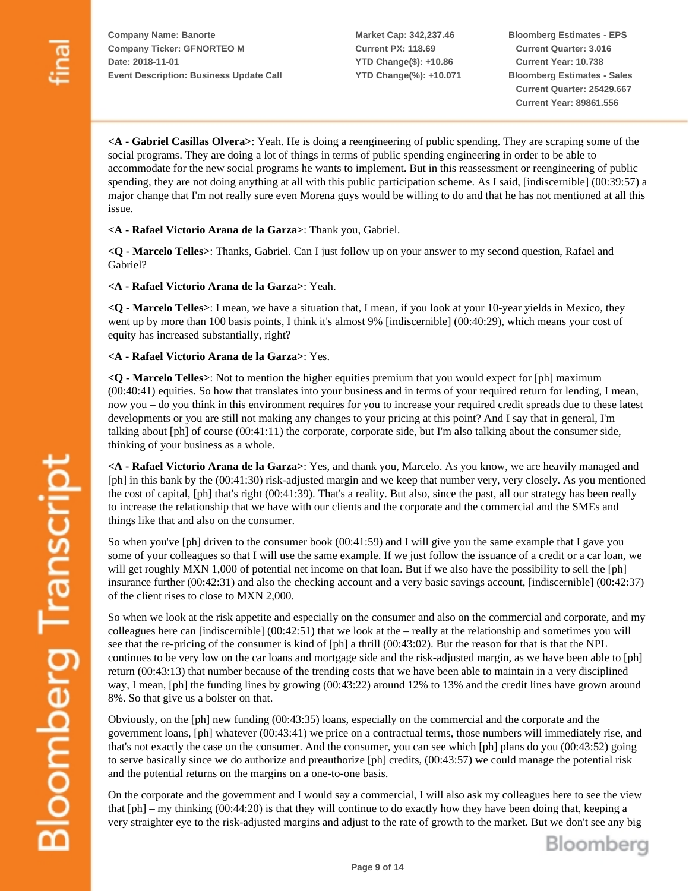**<A - Gabriel Casillas Olvera>**: Yeah. He is doing a reengineering of public spending. They are scraping some of the social programs. They are doing a lot of things in terms of public spending engineering in order to be able to accommodate for the new social programs he wants to implement. But in this reassessment or reengineering of public spending, they are not doing anything at all with this public participation scheme. As I said, [indiscernible] (00:39:57) a major change that I'm not really sure even Morena guys would be willing to do and that he has not mentioned at all this issue.

**<A - Rafael Victorio Arana de la Garza>**: Thank you, Gabriel.

**<Q - Marcelo Telles>**: Thanks, Gabriel. Can I just follow up on your answer to my second question, Rafael and Gabriel?

**<A - Rafael Victorio Arana de la Garza>**: Yeah.

**<Q - Marcelo Telles>**: I mean, we have a situation that, I mean, if you look at your 10-year yields in Mexico, they went up by more than 100 basis points, I think it's almost 9% [indiscernible] (00:40:29), which means your cost of equity has increased substantially, right?

**<A - Rafael Victorio Arana de la Garza>**: Yes.

**<Q - Marcelo Telles>**: Not to mention the higher equities premium that you would expect for [ph] maximum (00:40:41) equities. So how that translates into your business and in terms of your required return for lending, I mean, now you – do you think in this environment requires for you to increase your required credit spreads due to these latest developments or you are still not making any changes to your pricing at this point? And I say that in general, I'm talking about [ph] of course (00:41:11) the corporate, corporate side, but I'm also talking about the consumer side, thinking of your business as a whole.

**<A - Rafael Victorio Arana de la Garza>**: Yes, and thank you, Marcelo. As you know, we are heavily managed and [ph] in this bank by the (00:41:30) risk-adjusted margin and we keep that number very, very closely. As you mentioned the cost of capital, [ph] that's right (00:41:39). That's a reality. But also, since the past, all our strategy has been really to increase the relationship that we have with our clients and the corporate and the commercial and the SMEs and things like that and also on the consumer.

So when you've [ph] driven to the consumer book (00:41:59) and I will give you the same example that I gave you some of your colleagues so that I will use the same example. If we just follow the issuance of a credit or a car loan, we will get roughly MXN 1,000 of potential net income on that loan. But if we also have the possibility to sell the [ph] insurance further (00:42:31) and also the checking account and a very basic savings account, [indiscernible] (00:42:37) of the client rises to close to MXN 2,000.

So when we look at the risk appetite and especially on the consumer and also on the commercial and corporate, and my colleagues here can [indiscernible] (00:42:51) that we look at the – really at the relationship and sometimes you will see that the re-pricing of the consumer is kind of [ph] a thrill (00:43:02). But the reason for that is that the NPL continues to be very low on the car loans and mortgage side and the risk-adjusted margin, as we have been able to [ph] return (00:43:13) that number because of the trending costs that we have been able to maintain in a very disciplined way, I mean, [ph] the funding lines by growing (00:43:22) around 12% to 13% and the credit lines have grown around 8%. So that give us a bolster on that.

Obviously, on the [ph] new funding (00:43:35) loans, especially on the commercial and the corporate and the government loans, [ph] whatever (00:43:41) we price on a contractual terms, those numbers will immediately rise, and that's not exactly the case on the consumer. And the consumer, you can see which [ph] plans do you (00:43:52) going to serve basically since we do authorize and preauthorize [ph] credits, (00:43:57) we could manage the potential risk and the potential returns on the margins on a one-to-one basis.

On the corporate and the government and I would say a commercial, I will also ask my colleagues here to see the view that [ph] – my thinking (00:44:20) is that they will continue to do exactly how they have been doing that, keeping a very straighter eye to the risk-adjusted margins and adjust to the rate of growth to the market. But we don't see any big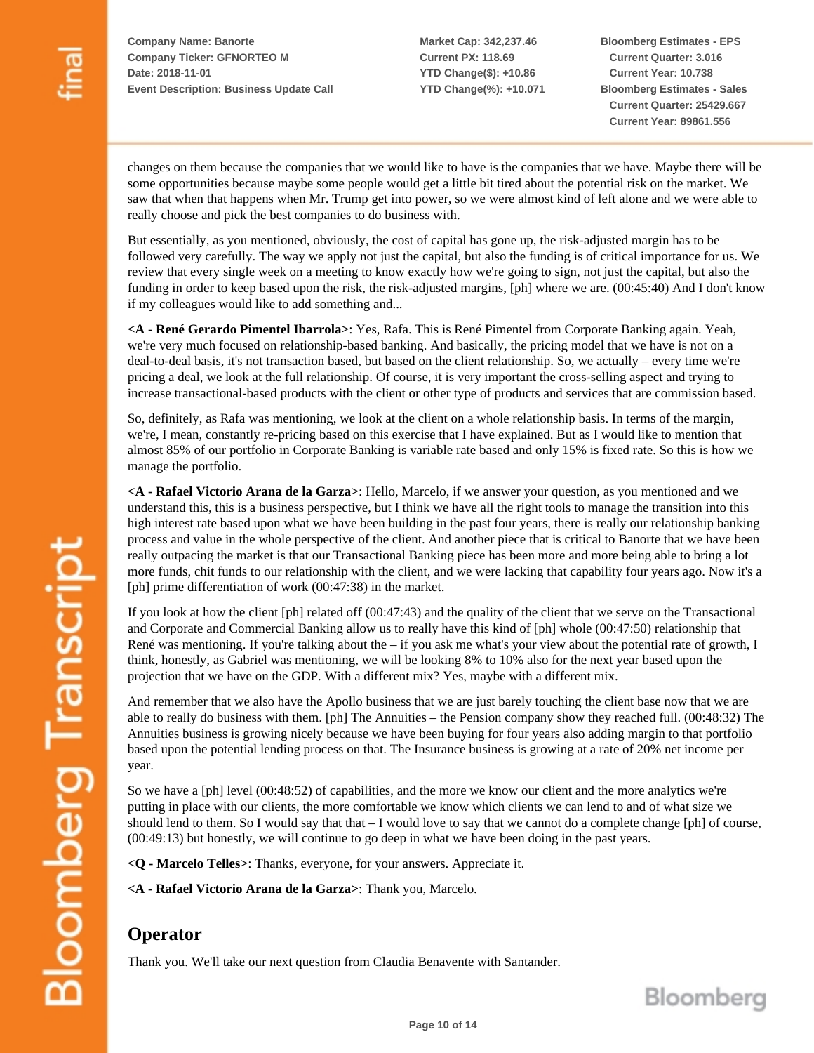changes on them because the companies that we would like to have is the companies that we have. Maybe there will be some opportunities because maybe some people would get a little bit tired about the potential risk on the market. We saw that when that happens when Mr. Trump get into power, so we were almost kind of left alone and we were able to really choose and pick the best companies to do business with.

But essentially, as you mentioned, obviously, the cost of capital has gone up, the risk-adjusted margin has to be followed very carefully. The way we apply not just the capital, but also the funding is of critical importance for us. We review that every single week on a meeting to know exactly how we're going to sign, not just the capital, but also the funding in order to keep based upon the risk, the risk-adjusted margins, [ph] where we are. (00:45:40) And I don't know if my colleagues would like to add something and...

**<A - René Gerardo Pimentel Ibarrola>**: Yes, Rafa. This is René Pimentel from Corporate Banking again. Yeah, we're very much focused on relationship-based banking. And basically, the pricing model that we have is not on a deal-to-deal basis, it's not transaction based, but based on the client relationship. So, we actually – every time we're pricing a deal, we look at the full relationship. Of course, it is very important the cross-selling aspect and trying to increase transactional-based products with the client or other type of products and services that are commission based.

So, definitely, as Rafa was mentioning, we look at the client on a whole relationship basis. In terms of the margin, we're, I mean, constantly re-pricing based on this exercise that I have explained. But as I would like to mention that almost 85% of our portfolio in Corporate Banking is variable rate based and only 15% is fixed rate. So this is how we manage the portfolio.

**<A - Rafael Victorio Arana de la Garza>**: Hello, Marcelo, if we answer your question, as you mentioned and we understand this, this is a business perspective, but I think we have all the right tools to manage the transition into this high interest rate based upon what we have been building in the past four years, there is really our relationship banking process and value in the whole perspective of the client. And another piece that is critical to Banorte that we have been really outpacing the market is that our Transactional Banking piece has been more and more being able to bring a lot more funds, chit funds to our relationship with the client, and we were lacking that capability four years ago. Now it's a [ph] prime differentiation of work (00:47:38) in the market.

If you look at how the client [ph] related off (00:47:43) and the quality of the client that we serve on the Transactional and Corporate and Commercial Banking allow us to really have this kind of [ph] whole (00:47:50) relationship that René was mentioning. If you're talking about the – if you ask me what's your view about the potential rate of growth, I think, honestly, as Gabriel was mentioning, we will be looking 8% to 10% also for the next year based upon the projection that we have on the GDP. With a different mix? Yes, maybe with a different mix.

And remember that we also have the Apollo business that we are just barely touching the client base now that we are able to really do business with them. [ph] The Annuities – the Pension company show they reached full. (00:48:32) The Annuities business is growing nicely because we have been buying for four years also adding margin to that portfolio based upon the potential lending process on that. The Insurance business is growing at a rate of 20% net income per year.

So we have a [ph] level (00:48:52) of capabilities, and the more we know our client and the more analytics we're putting in place with our clients, the more comfortable we know which clients we can lend to and of what size we should lend to them. So I would say that that – I would love to say that we cannot do a complete change [ph] of course, (00:49:13) but honestly, we will continue to go deep in what we have been doing in the past years.

**<Q - Marcelo Telles>**: Thanks, everyone, for your answers. Appreciate it.

**<A - Rafael Victorio Arana de la Garza>**: Thank you, Marcelo.

## Operator

Thank you. We'll take our next question from Claudia Benavente with Santander.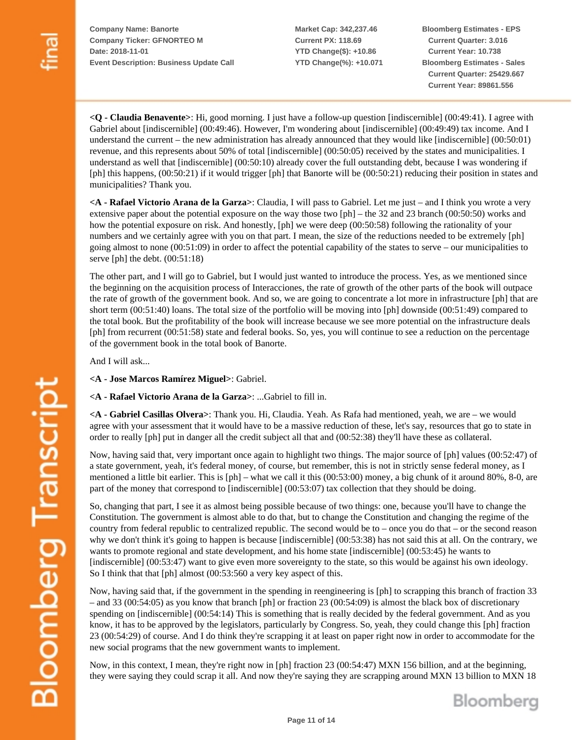<Q - Claudia Benavente>: Hi, good morning. I just have a follow-up question [indiscernible] (00:49:41). I agree with Gabriel about [indiscernible] (00:49:46). However, I'm wondering about [indiscernible] (00:49:49) tax income. And I understand the current – the new administration has already announced that they would like [indiscernible] (00:50:01) revenue, and this represents about 50% of total [indiscernible] (00:50:05) received by the states and municipalities. I understand as well that [indiscernible] (00:50:10) already cover the full outstanding debt, because I was wondering if [ph] this happens, (00:50:21) if it would trigger [ph] that Banorte will be (00:50:21) reducing their position in states and municipalities? Thank you.

<A - Rafael Victorio Arana de la Garza>: Claudia, I will pass to Gabriel. Let me just – and I think you wrote a very extensive paper about the potential exposure on the way those two [ph] – the 32 and 23 branch (00:50:50) works and how the potential exposure on risk. And honestly, [ph] we were deep (00:50:58) following the rationality of your numbers and we certainly agree with you on that part. I mean, the size of the reductions needed to be extremely [ph] going almost to none (00:51:09) in order to affect the potential capability of the states to serve – our municipalities to serve [ph] the debt. (00:51:18)

The other part, and I will go to Gabriel, but I would just wanted to introduce the process. Yes, as we mentioned since the beginning on the acquisition process of Interacciones, the rate of growth of the other parts of the book will outpace the rate of growth of the government book. And so, we are going to concentrate a lot more in infrastructure [ph] that are short term (00:51:40) loans. The total size of the portfolio will be moving into [ph] downside (00:51:49) compared to the total book. But the profitability of the book will increase because we see more potential on the infrastructure deals [ph] from recurrent (00:51:58) state and federal books. So, yes, you will continue to see a reduction on the percentage of the government book in the total book of Banorte.

And I will ask...

<A - Jose Marcos Ramírez Miguel>: Gabriel.

<A - Rafael Victorio Arana de la Garza>: ...Gabriel to fill in.

<A - Gabriel Casillas Olvera>: Thank you. Hi, Claudia. Yeah. As Rafa had mentioned, yeah, we are – we would agree with your assessment that it would have to be a massive reduction of these, let's say, resources that go to state in order to really [ph] put in danger all the credit subject all that and (00:52:38) they'll have these as collateral.

Now, having said that, very important once again to highlight two things. The major source of [ph] values (00:52:47) of a state government, yeah, it's federal money, of course, but remember, this is not in strictly sense federal money, as I mentioned a little bit earlier. This is [ph] – what we call it this (00:53:00) money, a big chunk of it around 80%, 8-0, are part of the money that correspond to [indiscernible] (00:53:07) tax collection that they should be doing.

So, changing that part, I see it as almost being possible because of two things: one, because you'll have to change the Constitution. The government is almost able to do that, but to change the Constitution and changing the regime of the country from federal republic to centralized republic. The second would be to – once you do that – or the second reason why we don't think it's going to happen is because [indiscernible] (00:53:38) has not said this at all. On the contrary, we wants to promote regional and state development, and his home state [indiscernible] (00:53:45) he wants to [indiscernible] (00:53:47) want to give even more sovereignty to the state, so this would be against his own ideology. So I think that that [ph] almost (00:53:560 a very key aspect of this.

Now, having said that, if the government in the spending in reengineering is [ph] to scrapping this branch of fraction 33 – and 33 (00:54:05) as you know that branch [ph] or fraction 23 (00:54:09) is almost the black box of discretionary spending on [indiscernible] (00:54:14) This is something that is really decided by the federal government. And as you know, it has to be approved by the legislators, particularly by Congress. So, yeah, they could change this [ph] fraction 23 (00:54:29) of course. And I do think they're scrapping it at least on paper right now in order to accommodate for the new social programs that the new government wants to implement.

Now, in this context, I mean, they're right now in [ph] fraction 23 (00:54:47) MXN 156 billion, and at the beginning, they were saying they could scrap it all. And now they're saying they are scrapping around MXN 13 billion to MXN 18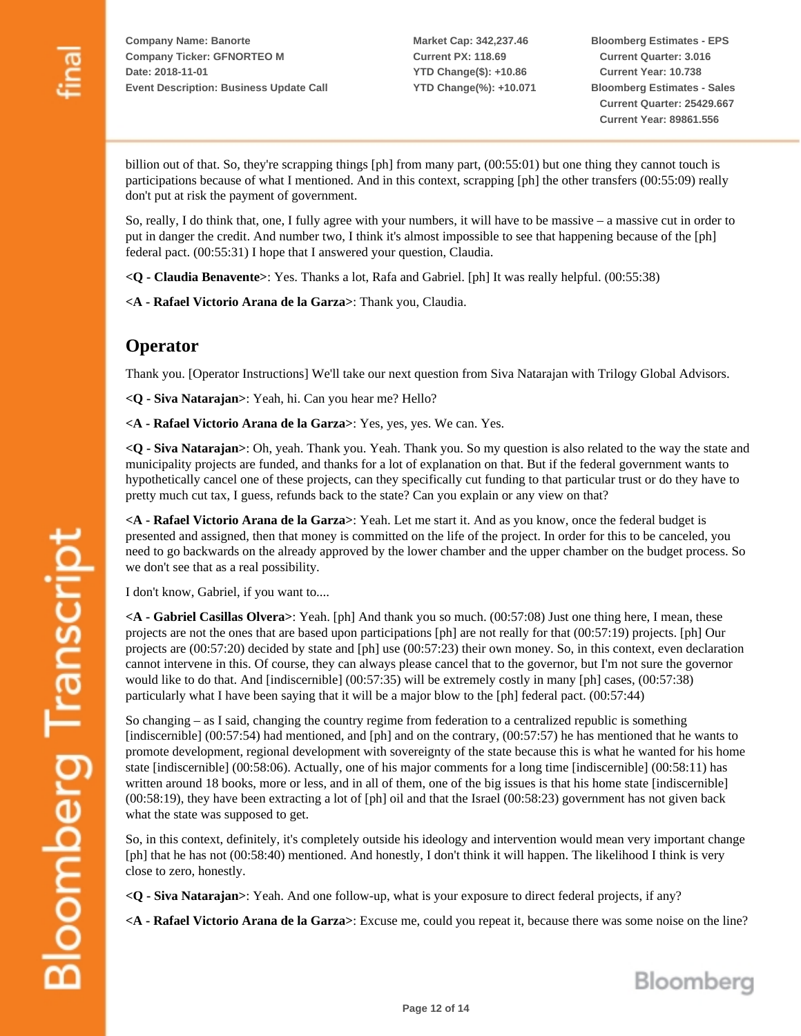billion out of that. So, they're scrapping things [ph] from many part, (00:55:01) but one thing they cannot touch is participations because of what I mentioned. And in this context, scrapping [ph] the other transfers (00:55:09) really don't put at risk the payment of government.

So, really, I do think that, one, I fully agree with your numbers, it will have to be massive – a massive cut in order to put in danger the credit. And number two, I think it's almost impossible to see that happening because of the [ph] federal pact. (00:55:31) I hope that I answered your question, Claudia.

**<Q - Claudia Benavente>**: Yes. Thanks a lot, Rafa and Gabriel. [ph] It was really helpful. (00:55:38)

**<A - Rafael Victorio Arana de la Garza>**: Thank you, Claudia.

## Operator

Thank you. [Operator Instructions] We'll take our next question from Siva Natarajan with Trilogy Global Advisors.

**<Q - Siva Natarajan>**: Yeah, hi. Can you hear me? Hello?

**<A - Rafael Victorio Arana de la Garza>**: Yes, yes, yes. We can. Yes.

**<Q - Siva Natarajan>**: Oh, yeah. Thank you. Yeah. Thank you. So my question is also related to the way the state and municipality projects are funded, and thanks for a lot of explanation on that. But if the federal government wants to hypothetically cancel one of these projects, can they specifically cut funding to that particular trust or do they have to pretty much cut tax, I guess, refunds back to the state? Can you explain or any view on that?

**<A - Rafael Victorio Arana de la Garza>**: Yeah. Let me start it. And as you know, once the federal budget is presented and assigned, then that money is committed on the life of the project. In order for this to be canceled, you need to go backwards on the already approved by the lower chamber and the upper chamber on the budget process. So we don't see that as a real possibility.

I don't know, Gabriel, if you want to....

**<A - Gabriel Casillas Olvera>**: Yeah. [ph] And thank you so much. (00:57:08) Just one thing here, I mean, these projects are not the ones that are based upon participations [ph] are not really for that (00:57:19) projects. [ph] Our projects are (00:57:20) decided by state and [ph] use (00:57:23) their own money. So, in this context, even declaration cannot intervene in this. Of course, they can always please cancel that to the governor, but I'm not sure the governor would like to do that. And [indiscernible] (00:57:35) will be extremely costly in many [ph] cases, (00:57:38) particularly what I have been saying that it will be a major blow to the [ph] federal pact. (00:57:44)

So changing – as I said, changing the country regime from federation to a centralized republic is something [indiscernible] (00:57:54) had mentioned, and [ph] and on the contrary, (00:57:57) he has mentioned that he wants to promote development, regional development with sovereignty of the state because this is what he wanted for his home state [indiscernible] (00:58:06). Actually, one of his major comments for a long time [indiscernible] (00:58:11) has written around 18 books, more or less, and in all of them, one of the big issues is that his home state [indiscernible] (00:58:19), they have been extracting a lot of [ph] oil and that the Israel (00:58:23) government has not given back what the state was supposed to get.

So, in this context, definitely, it's completely outside his ideology and intervention would mean very important change [ph] that he has not (00:58:40) mentioned. And honestly, I don't think it will happen. The likelihood I think is very close to zero, honestly.

**<Q - Siva Natarajan>**: Yeah. And one follow-up, what is your exposure to direct federal projects, if any?

**<A - Rafael Victorio Arana de la Garza>**: Excuse me, could you repeat it, because there was some noise on the line?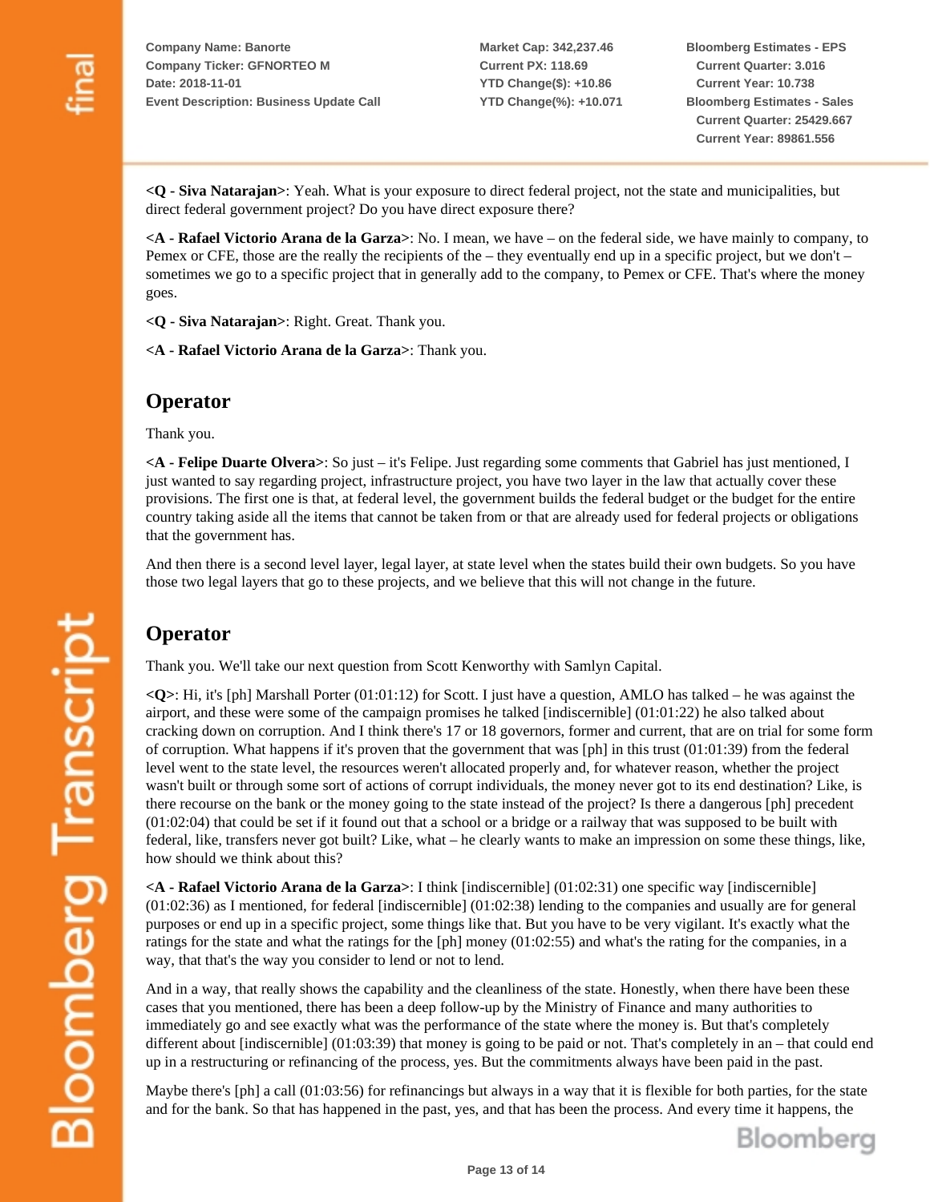**<Q - Siva Natarajan>**: Yeah. What is your exposure to direct federal project, not the state and municipalities, but direct federal government project? Do you have direct exposure there?

**<A - Rafael Victorio Arana de la Garza>**: No. I mean, we have – on the federal side, we have mainly to company, to Pemex or CFE, those are the really the recipients of the – they eventually end up in a specific project, but we don't – sometimes we go to a specific project that in generally add to the company, to Pemex or CFE. That's where the money goes.

**<Q - Siva Natarajan>**: Right. Great. Thank you.

**<A - Rafael Victorio Arana de la Garza>**: Thank you.

## Operator

Thank you.

**<A - Felipe Duarte Olvera>**: So just – it's Felipe. Just regarding some comments that Gabriel has just mentioned, I just wanted to say regarding project, infrastructure project, you have two layer in the law that actually cover these provisions. The first one is that, at federal level, the government builds the federal budget or the budget for the entire country taking aside all the items that cannot be taken from or that are already used for federal projects or obligations that the government has.

And then there is a second level layer, legal layer, at state level when the states build their own budgets. So you have those two legal layers that go to these projects, and we believe that this will not change in the future.

## Operator

Thank you. We'll take our next question from Scott Kenworthy with Samlyn Capital.

**<Q>**: Hi, it's [ph] Marshall Porter (01:01:12) for Scott. I just have a question, AMLO has talked – he was against the airport, and these were some of the campaign promises he talked [indiscernible] (01:01:22) he also talked about cracking down on corruption. And I think there's 17 or 18 governors, former and current, that are on trial for some form of corruption. What happens if it's proven that the government that was [ph] in this trust (01:01:39) from the federal level went to the state level, the resources weren't allocated properly and, for whatever reason, whether the project wasn't built or through some sort of actions of corrupt individuals, the money never got to its end destination? Like, is there recourse on the bank or the money going to the state instead of the project? Is there a dangerous [ph] precedent (01:02:04) that could be set if it found out that a school or a bridge or a railway that was supposed to be built with federal, like, transfers never got built? Like, what – he clearly wants to make an impression on some these things, like, how should we think about this?

**<A - Rafael Victorio Arana de la Garza>**: I think [indiscernible] (01:02:31) one specific way [indiscernible] (01:02:36) as I mentioned, for federal [indiscernible] (01:02:38) lending to the companies and usually are for general purposes or end up in a specific project, some things like that. But you have to be very vigilant. It's exactly what the ratings for the state and what the ratings for the [ph] money (01:02:55) and what's the rating for the companies, in a way, that that's the way you consider to lend or not to lend.

And in a way, that really shows the capability and the cleanliness of the state. Honestly, when there have been these cases that you mentioned, there has been a deep follow-up by the Ministry of Finance and many authorities to immediately go and see exactly what was the performance of the state where the money is. But that's completely different about [indiscernible] (01:03:39) that money is going to be paid or not. That's completely in an – that could end up in a restructuring or refinancing of the process, yes. But the commitments always have been paid in the past.

Maybe there's [ph] a call (01:03:56) for refinancings but always in a way that it is flexible for both parties, for the state and for the bank. So that has happened in the past, yes, and that has been the process. And every time it happens, the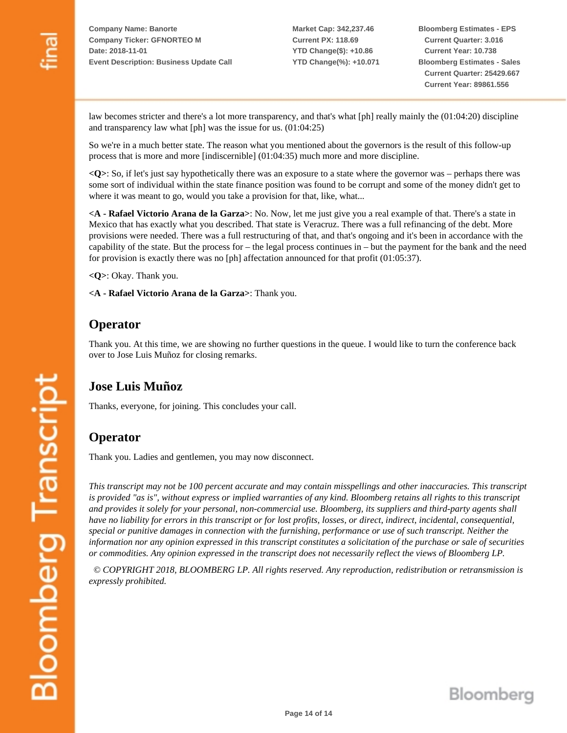law becomes stricter and there's a lot more transparency, and that's what [ph] really mainly the (01:04:20) discipline and transparency law what [ph] was the issue for us. (01:04:25)

So we're in a much better state. The reason what you mentioned about the governors is the result of this follow-up process that is more and more [indiscernible] (01:04:35) much more and more discipline.

**<Q>**: So, if let's just say hypothetically there was an exposure to a state where the governor was – perhaps there was some sort of individual within the state finance position was found to be corrupt and some of the money didn't get to where it was meant to go, would you take a provision for that, like, what...

**<A - Rafael Victorio Arana de la Garza>**: No. Now, let me just give you a real example of that. There's a state in Mexico that has exactly what you described. That state is Veracruz. There was a full refinancing of the debt. More provisions were needed. There was a full restructuring of that, and that's ongoing and it's been in accordance with the capability of the state. But the process for – the legal process continues in – but the payment for the bank and the need for provision is exactly there was no [ph] affectation announced for that profit (01:05:37).

**<Q>**: Okay. Thank you.

**<A - Rafael Victorio Arana de la Garza>**: Thank you.

## Operator

Thank you. At this time, we are showing no further questions in the queue. I would like to turn the conference back over to Jose Luis Muñoz for closing remarks.

## Jose Luis Muñoz

Thanks, everyone, for joining. This concludes your call.

## Operator

Thank you. Ladies and gentlemen, you may now disconnect.

*This transcript may not be 100 percent accurate and may contain misspellings and other inaccuracies. This transcript is provided "as is", without express or implied warranties of any kind. Bloomberg retains all rights to this transcript and provides it solely for your personal, non-commercial use. Bloomberg, its suppliers and third-party agents shall have no liability for errors in this transcript or for lost profits, losses, or direct, indirect, incidental, consequential, special or punitive damages in connection with the furnishing, performance or use of such transcript. Neither the information nor any opinion expressed in this transcript constitutes a solicitation of the purchase or sale of securities or commodities. Any opinion expressed in the transcript does not necessarily reflect the views of Bloomberg LP.*

*© COPYRIGHT 2018, BLOOMBERG LP. All rights reserved. Any reproduction, redistribution or retransmission is expressly prohibited.*